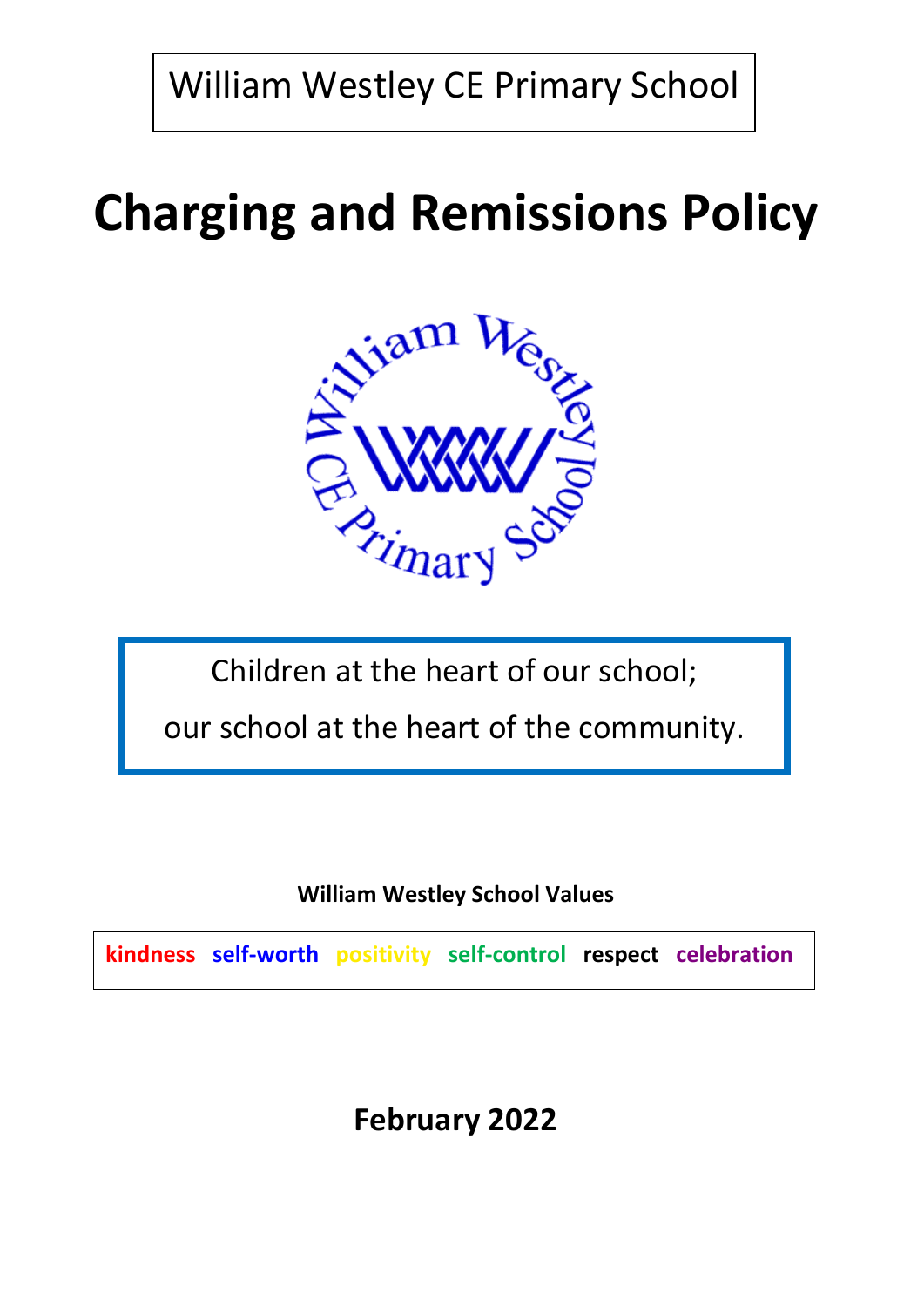William Westley CE Primary School

# Charging and Remissions Policy

Children at the heart of our school;

our school at the heart of the community.

**William Westley School Values**

**kindness self-worth positivity self-control respect celebration**

## February 2022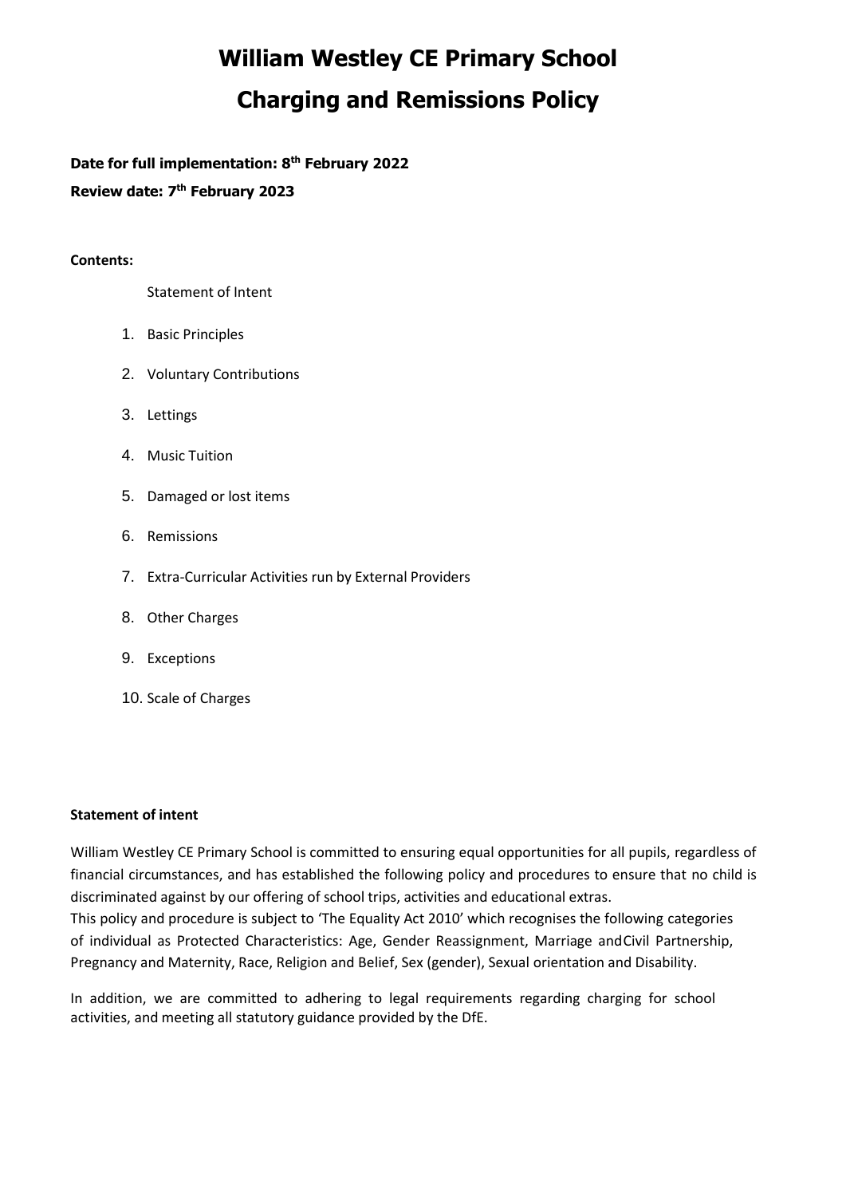# William Westley CE Primary School

# Charging and Remissions Policy

**Date for full implementation: 8th February 2022**

**Review date: 7th February 2023**

**Contents:**

Statement of Intent

1. Basic Principles
2. Voluntary Contributions
3. Lettings
4. Music Tuition
5. Damaged or lost items
6. Remissions
7. Extra-Curricular Activities run by External Providers
8. Other Charges
9. Exceptions
10. Scale of Charges

**Statement of intent**

William Westley CE Primary School is committed to ensuring equal opportunities for all pupils, regardless of financial circumstances, and has established the following policy and procedures to ensure that no child is discriminated against by our offering of school trips, activities and educational extras.
This policy and procedure is subject to 'The Equality Act 2010' which recognises the following categories of individual as Protected Characteristics: Age, Gender Reassignment, Marriage and Civil Partnership, Pregnancy and Maternity, Race, Religion and Belief, Sex (gender), Sexual orientation and Disability.

In addition, we are committed to adhering to legal requirements regarding charging for school activities, and meeting all statutory guidance provided by the DfE.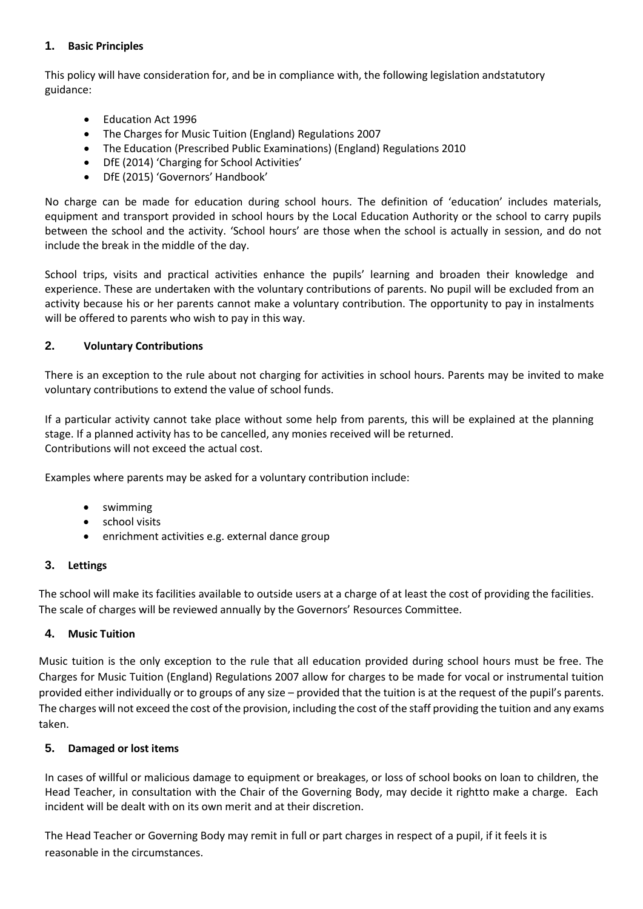## 1. Basic Principles

This policy will have consideration for, and be in compliance with, the following legislation andstatutory guidance:

- Education Act 1996
- The Charges for Music Tuition (England) Regulations 2007
- The Education (Prescribed Public Examinations) (England) Regulations 2010
- DfE (2014) 'Charging for School Activities'
- DfE (2015) 'Governors' Handbook'

No charge can be made for education during school hours. The definition of 'education' includes materials, equipment and transport provided in school hours by the Local Education Authority or the school to carry pupils between the school and the activity. 'School hours' are those when the school is actually in session, and do not include the break in the middle of the day.

School trips, visits and practical activities enhance the pupils' learning and broaden their knowledge and experience. These are undertaken with the voluntary contributions of parents. No pupil will be excluded from an activity because his or her parents cannot make a voluntary contribution. The opportunity to pay in instalments will be offered to parents who wish to pay in this way.

## 2. Voluntary Contributions

There is an exception to the rule about not charging for activities in school hours. Parents may be invited to make voluntary contributions to extend the value of school funds.

If a particular activity cannot take place without some help from parents, this will be explained at the planning stage. If a planned activity has to be cancelled, any monies received will be returned.
Contributions will not exceed the actual cost.

Examples where parents may be asked for a voluntary contribution include:

- swimming
- school visits
- enrichment activities e.g. external dance group

## 3. Lettings

The school will make its facilities available to outside users at a charge of at least the cost of providing the facilities. The scale of charges will be reviewed annually by the Governors' Resources Committee.

## 4. Music Tuition

Music tuition is the only exception to the rule that all education provided during school hours must be free. The Charges for Music Tuition (England) Regulations 2007 allow for charges to be made for vocal or instrumental tuition provided either individually or to groups of any size – provided that the tuition is at the request of the pupil's parents. The charges will not exceed the cost of the provision, including the cost of the staff providing the tuition and any exams taken.

## 5. Damaged or lost items

In cases of willful or malicious damage to equipment or breakages, or loss of school books on loan to children, the Head Teacher, in consultation with the Chair of the Governing Body, may decide it rightto make a charge. Each incident will be dealt with on its own merit and at their discretion.

The Head Teacher or Governing Body may remit in full or part charges in respect of a pupil, if it feels it is reasonable in the circumstances.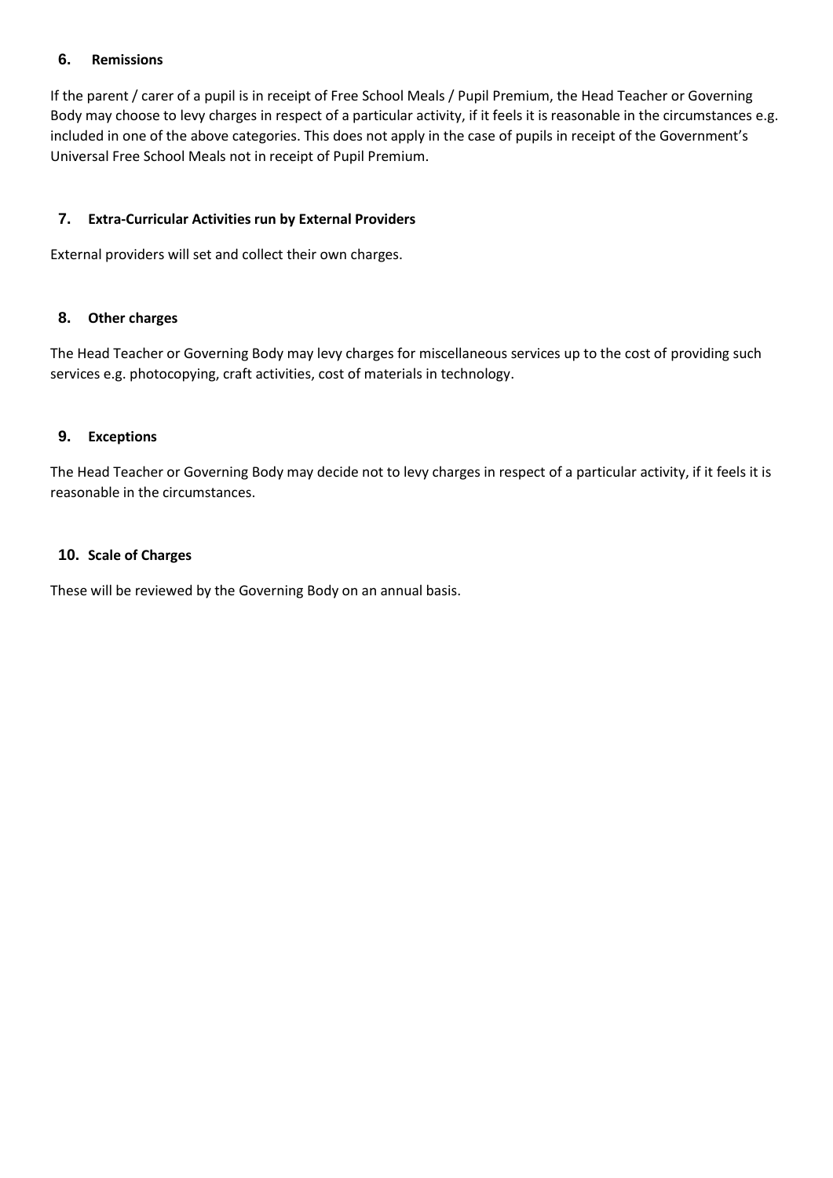## 6. Remissions

If the parent / carer of a pupil is in receipt of Free School Meals / Pupil Premium, the Head Teacher or Governing Body may choose to levy charges in respect of a particular activity, if it feels it is reasonable in the circumstances e.g. included in one of the above categories. This does not apply in the case of pupils in receipt of the Government's Universal Free School Meals not in receipt of Pupil Premium.

## 7. Extra-Curricular Activities run by External Providers

External providers will set and collect their own charges.

## 8. Other charges

The Head Teacher or Governing Body may levy charges for miscellaneous services up to the cost of providing such services e.g. photocopying, craft activities, cost of materials in technology.

## 9. Exceptions

The Head Teacher or Governing Body may decide not to levy charges in respect of a particular activity, if it feels it is reasonable in the circumstances.

## 10. Scale of Charges

These will be reviewed by the Governing Body on an annual basis.